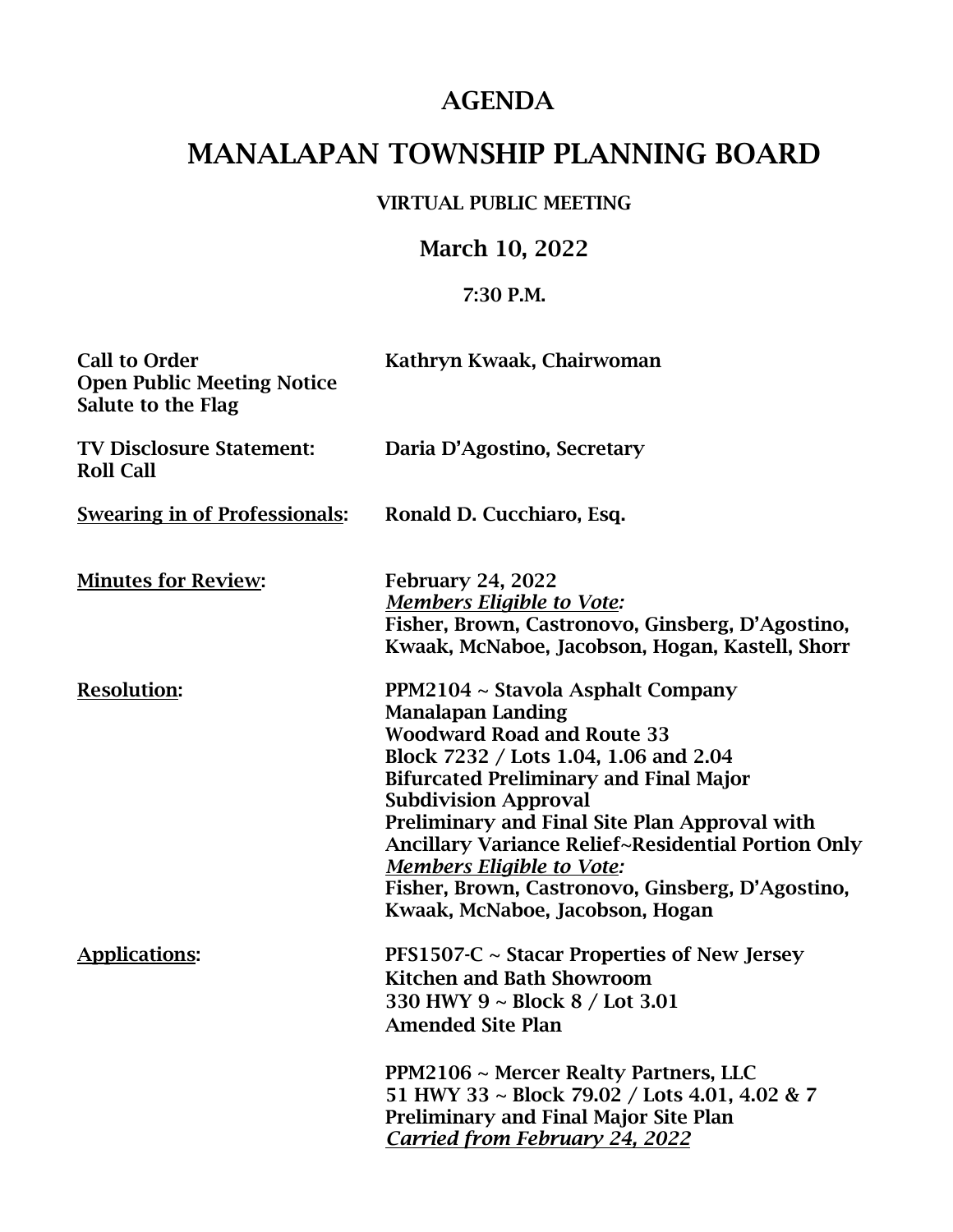# AGENDA

# MANALAPAN TOWNSHIP PLANNING BOARD

### VIRTUAL PUBLIC MEETING

## March 10, 2022

### 7:30 P.M.

**Call to Order** — **Kathryn Kwaak, Chairwoman**
**Open Public Meeting Notice**
**Salute to the Flag**

**TV Disclosure Statement:** — **Daria D'Agostino, Secretary**
**Roll Call**

**<u>Swearing in of Professionals</u>:** — **Ronald D. Cucchiaro, Esq.**

**<u>Minutes for Review</u>:**

**February 24, 2022**
***<u>Members Eligible to Vote:</u>***
**Fisher, Brown, Castronovo, Ginsberg, D'Agostino, Kwaak, McNaboe, Jacobson, Hogan, Kastell, Shorr**

**<u>Resolution</u>:**

**PPM2104 ~ Stavola Asphalt Company**
**Manalapan Landing**
**Woodward Road and Route 33**
**Block 7232 / Lots 1.04, 1.06 and 2.04**
**Bifurcated Preliminary and Final Major Subdivision Approval**
**Preliminary and Final Site Plan Approval with Ancillary Variance Relief~Residential Portion Only**
***<u>Members Eligible to Vote:</u>***
**Fisher, Brown, Castronovo, Ginsberg, D'Agostino, Kwaak, McNaboe, Jacobson, Hogan**

**<u>Applications</u>:**

**PFS1507-C ~ Stacar Properties of New Jersey**
**Kitchen and Bath Showroom**
**330 HWY 9 ~ Block 8 / Lot 3.01**
**Amended Site Plan**

**PPM2106 ~ Mercer Realty Partners, LLC**
**51 HWY 33 ~ Block 79.02 / Lots 4.01, 4.02 & 7**
**Preliminary and Final Major Site Plan**
***<u>Carried from February 24, 2022</u>***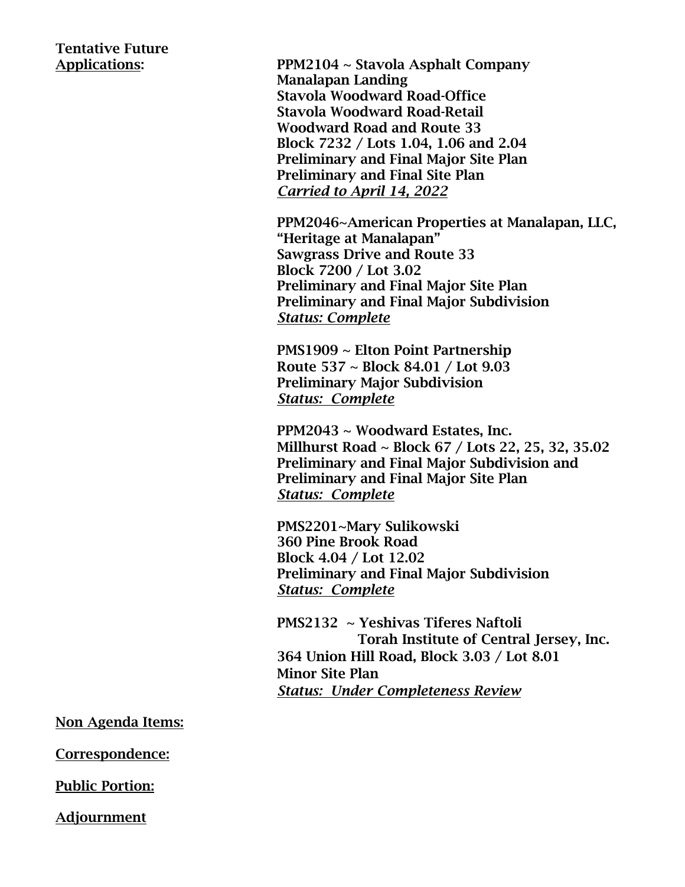**Tentative Future**
**Applications:**

**PPM2104 ~ Stavola Asphalt Company**
**Manalapan Landing**
**Stavola Woodward Road-Office**
**Stavola Woodward Road-Retail**
**Woodward Road and Route 33**
**Block 7232 / Lots 1.04, 1.06 and 2.04**
**Preliminary and Final Major Site Plan**
**Preliminary and Final Site Plan**
***Carried to April 14, 2022***

**PPM2046~American Properties at Manalapan, LLC,**
**"Heritage at Manalapan"**
**Sawgrass Drive and Route 33**
**Block 7200 / Lot 3.02**
**Preliminary and Final Major Site Plan**
**Preliminary and Final Major Subdivision**
***Status: Complete***

**PMS1909 ~ Elton Point Partnership**
**Route 537 ~ Block 84.01 / Lot 9.03**
**Preliminary Major Subdivision**
***Status: Complete***

**PPM2043 ~ Woodward Estates, Inc.**
**Millhurst Road ~ Block 67 / Lots 22, 25, 32, 35.02**
**Preliminary and Final Major Subdivision and**
**Preliminary and Final Major Site Plan**
***Status: Complete***

**PMS2201~Mary Sulikowski**
**360 Pine Brook Road**
**Block 4.04 / Lot 12.02**
**Preliminary and Final Major Subdivision**
***Status: Complete***

**PMS2132 ~ Yeshivas Tiferes Naftoli**
**Torah Institute of Central Jersey, Inc.**
**364 Union Hill Road, Block 3.03 / Lot 8.01**
**Minor Site Plan**
***Status: Under Completeness Review***

**Non Agenda Items:**

**Correspondence:**

**Public Portion:**

**Adjournment**